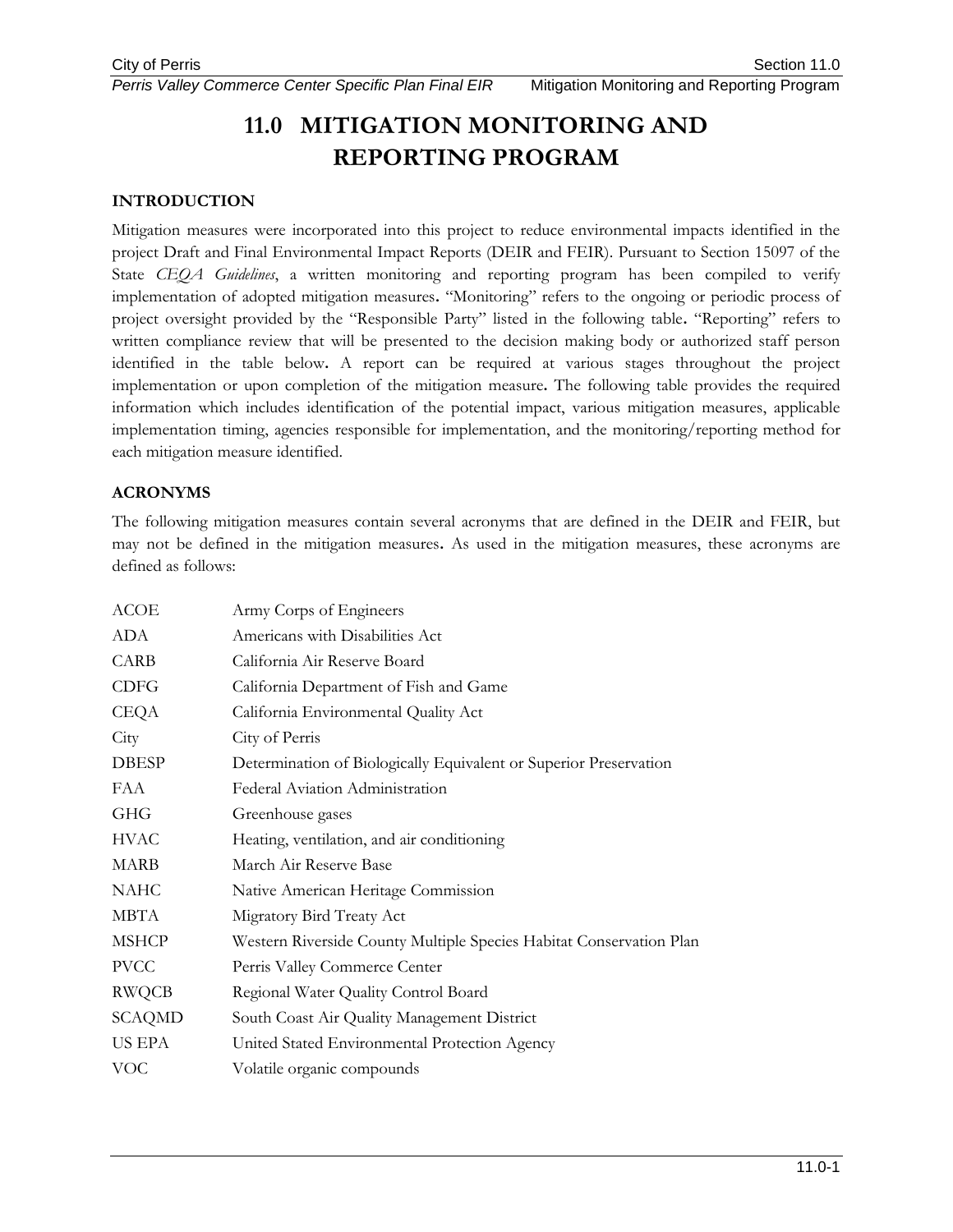# 11.0 MITIGATION MONITORING AND REPORTING PROGRAM

## INTRODUCTION

Mitigation measures were incorporated into this project to reduce environmental impacts identified in the project Draft and Final Environmental Impact Reports (DEIR and FEIR). Pursuant to Section 15097 of the State *CEQA Guidelines*, a written monitoring and reporting program has been compiled to verify implementation of adopted mitigation measures. "Monitoring" refers to the ongoing or periodic process of project oversight provided by the "Responsible Party" listed in the following table. "Reporting" refers to written compliance review that will be presented to the decision making body or authorized staff person identified in the table below. A report can be required at various stages throughout the project implementation or upon completion of the mitigation measure. The following table provides the required information which includes identification of the potential impact, various mitigation measures, applicable implementation timing, agencies responsible for implementation, and the monitoring/reporting method for each mitigation measure identified.

## ACRONYMS

The following mitigation measures contain several acronyms that are defined in the DEIR and FEIR, but may not be defined in the mitigation measures. As used in the mitigation measures, these acronyms are defined as follows:

| | |
|---|---|
| ACOE | Army Corps of Engineers |
| ADA | Americans with Disabilities Act |
| CARB | California Air Reserve Board |
| CDFG | California Department of Fish and Game |
| CEQA | California Environmental Quality Act |
| City | City of Perris |
| DBESP | Determination of Biologically Equivalent or Superior Preservation |
| FAA | Federal Aviation Administration |
| GHG | Greenhouse gases |
| HVAC | Heating, ventilation, and air conditioning |
| MARB | March Air Reserve Base |
| NAHC | Native American Heritage Commission |
| MBTA | Migratory Bird Treaty Act |
| MSHCP | Western Riverside County Multiple Species Habitat Conservation Plan |
| PVCC | Perris Valley Commerce Center |
| RWQCB | Regional Water Quality Control Board |
| SCAQMD | South Coast Air Quality Management District |
| US EPA | United Stated Environmental Protection Agency |
| VOC | Volatile organic compounds |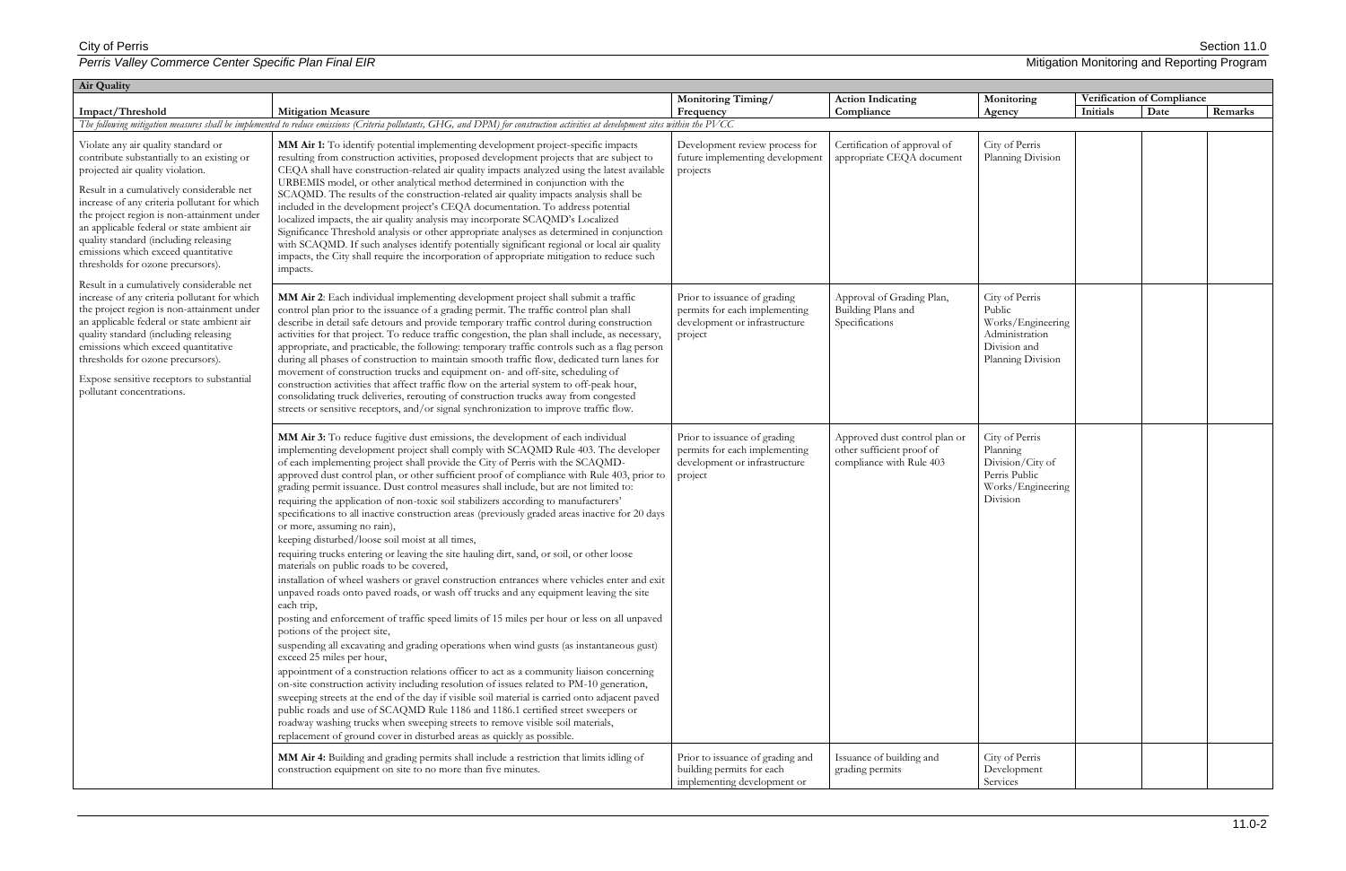**Air Quality**

| Impact/Threshold | Mitigation Measure | Monitoring Timing/ Frequency | Action Indicating Compliance | Monitoring Agency | Verification of Compliance | | |
|---|---|---|---|---|---|---|---|
| | | | | | Initials | Date | Remarks |
| *The following mitigation measures shall be implemented to reduce emissions (Criteria pollutants, GHG, and DPM) for construction activities at development sites within the PVCC* | | | | | | | |
| Violate any air quality standard or contribute substantially to an existing or projected air quality violation.<br><br>Result in a cumulatively considerable net increase of any criteria pollutant for which the project region is non-attainment under an applicable federal or state ambient air quality standard (including releasing emissions which exceed quantitative thresholds for ozone precursors).<br><br>Result in a cumulatively considerable net increase of any criteria pollutant for which the project region is non-attainment under an applicable federal or state ambient air quality standard (including releasing emissions which exceed quantitative thresholds for ozone precursors).<br><br>Expose sensitive receptors to substantial pollutant concentrations. | **MM Air 1:** To identify potential implementing development project-specific impacts resulting from construction activities, proposed development projects that are subject to CEQA shall have construction-related air quality impacts analyzed using the latest available URBEMIS model, or other analytical method determined in conjunction with the SCAQMD. The results of the construction-related air quality impacts analysis shall be included in the development project's CEQA documentation. To address potential localized impacts, the air quality analysis may incorporate SCAQMD's Localized Significance Threshold analysis or other appropriate analyses as determined in conjunction with SCAQMD. If such analyses identify potentially significant regional or local air quality impacts, the City shall require the incorporation of appropriate mitigation to reduce such impacts. | Development review process for future implementing development projects | Certification of approval of appropriate CEQA document | City of Perris Planning Division | | | |
| | **MM Air 2**: Each individual implementing development project shall submit a traffic control plan prior to the issuance of a grading permit. The traffic control plan shall describe in detail safe detours and provide temporary traffic control during construction activities for that project. To reduce traffic congestion, the plan shall include, as necessary, appropriate, and practicable, the following: temporary traffic controls such as a flag person during all phases of construction to maintain smooth traffic flow, dedicated turn lanes for movement of construction trucks and equipment on- and off-site, scheduling of construction activities that affect traffic flow on the arterial system to off-peak hour, consolidating truck deliveries, rerouting of construction trucks away from congested streets or sensitive receptors, and/or signal synchronization to improve traffic flow. | Prior to issuance of grading permits for each implementing development or infrastructure project | Approval of Grading Plan, Building Plans and Specifications | City of Perris Public Works/Engineering Administration Division and Planning Division | | | |
| | **MM Air 3:** To reduce fugitive dust emissions, the development of each individual implementing development project shall comply with SCAQMD Rule 403. The developer of each implementing project shall provide the City of Perris with the SCAQMD-approved dust control plan, or other sufficient proof of compliance with Rule 403, prior to grading permit issuance. Dust control measures shall include, but are not limited to:<br>requiring the application of non-toxic soil stabilizers according to manufacturers' specifications to all inactive construction areas (previously graded areas inactive for 20 days or more, assuming no rain),<br>keeping disturbed/loose soil moist at all times,<br>requiring trucks entering or leaving the site hauling dirt, sand, or soil, or other loose materials on public roads to be covered,<br>installation of wheel washers or gravel construction entrances where vehicles enter and exit unpaved roads onto paved roads, or wash off trucks and any equipment leaving the site each trip,<br>posting and enforcement of traffic speed limits of 15 miles per hour or less on all unpaved potions of the project site,<br>suspending all excavating and grading operations when wind gusts (as instantaneous gust) exceed 25 miles per hour,<br>appointment of a construction relations officer to act as a community liaison concerning on-site construction activity including resolution of issues related to PM-10 generation,<br>sweeping streets at the end of the day if visible soil material is carried onto adjacent paved public roads and use of SCAQMD Rule 1186 and 1186.1 certified street sweepers or roadway washing trucks when sweeping streets to remove visible soil materials,<br>replacement of ground cover in disturbed areas as quickly as possible. | Prior to issuance of grading permits for each implementing development or infrastructure project | Approved dust control plan or other sufficient proof of compliance with Rule 403 | City of Perris Planning Division/City of Perris Public Works/Engineering Division | | | |
| | **MM Air 4:** Building and grading permits shall include a restriction that limits idling of construction equipment on site to no more than five minutes. | Prior to issuance of grading and building permits for each implementing development or | Issuance of building and grading permits | City of Perris Development Services | | | |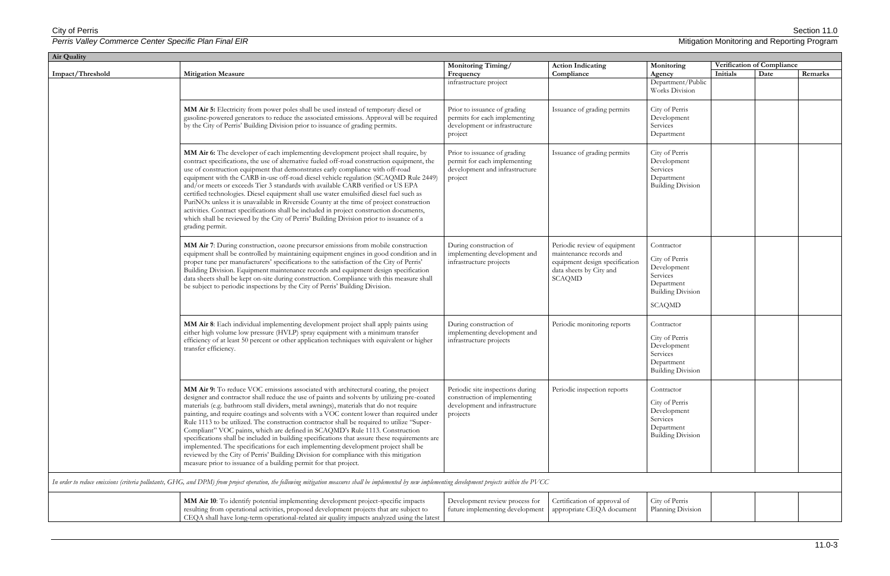**Air Quality**

| Impact/Threshold | Mitigation Measure | Monitoring Timing/ Frequency | Action Indicating Compliance | Monitoring Agency | Verification of Compliance | | |
|---|---|---|---|---|---|---|---|
| | | | | | Initials | Date | Remarks |
| | | infrastructure project | | Department/Public Works Division | | | |
| | **MM Air 5:** Electricity from power poles shall be used instead of temporary diesel or gasoline-powered generators to reduce the associated emissions. Approval will be required by the City of Perris' Building Division prior to issuance of grading permits. | Prior to issuance of grading permits for each implementing development or infrastructure project | Issuance of grading permits | City of Perris Development Services Department | | | |
| | **MM Air 6:** The developer of each implementing development project shall require, by contract specifications, the use of alternative fueled off-road construction equipment, the use of construction equipment that demonstrates early compliance with off-road equipment with the CARB in-use off-road diesel vehicle regulation (SCAQMD Rule 2449) and/or meets or exceeds Tier 3 standards with available CARB verified or US EPA certified technologies. Diesel equipment shall use water emulsified diesel fuel such as PuriNOx unless it is unavailable in Riverside County at the time of project construction activities. Contract specifications shall be included in project construction documents, which shall be reviewed by the City of Perris' Building Division prior to issuance of a grading permit. | Prior to issuance of grading permit for each implementing development and infrastructure project | Issuance of grading permits | City of Perris Development Services Department Building Division | | | |
| | **MM Air 7**: During construction, ozone precursor emissions from mobile construction equipment shall be controlled by maintaining equipment engines in good condition and in proper tune per manufacturers' specifications to the satisfaction of the City of Perris' Building Division. Equipment maintenance records and equipment design specification data sheets shall be kept on-site during construction. Compliance with this measure shall be subject to periodic inspections by the City of Perris' Building Division. | During construction of implementing development and infrastructure projects | Periodic review of equipment maintenance records and equipment design specification data sheets by City and SCAQMD | Contractor<br><br>City of Perris Development Services Department Building Division<br><br>SCAQMD | | | |
| | **MM Air 8**: Each individual implementing development project shall apply paints using either high volume low pressure (HVLP) spray equipment with a minimum transfer efficiency of at least 50 percent or other application techniques with equivalent or higher transfer efficiency. | During construction of implementing development and infrastructure projects | Periodic monitoring reports | Contractor<br><br>City of Perris Development Services Department Building Division | | | |
| | **MM Air 9:** To reduce VOC emissions associated with architectural coating, the project designer and contractor shall reduce the use of paints and solvents by utilizing pre-coated materials (e.g. bathroom stall dividers, metal awnings), materials that do not require painting, and require coatings and solvents with a VOC content lower than required under Rule 1113 to be utilized. The construction contractor shall be required to utilize "Super-Compliant" VOC paints, which are defined in SCAQMD's Rule 1113. Construction specifications shall be included in building specifications that assure these requirements are implemented. The specifications for each implementing development project shall be reviewed by the City of Perris' Building Division for compliance with this mitigation measure prior to issuance of a building permit for that project. | Periodic site inspections during construction of implementing development and infrastructure projects | Periodic inspection reports | Contractor<br><br>City of Perris Development Services Department Building Division | | | |
| *In order to reduce emissions (criteria pollutants, GHG, and DPM) from project operation, the following mitigation measures shall be implemented by new implementing development projects within the PVCC* | | | | | | | |
| | **MM Air 10**: To identify potential implementing development project-specific impacts resulting from operational activities, proposed development projects that are subject to CEQA shall have long-term operational-related air quality impacts analyzed using the latest | Development review process for future implementing development | Certification of approval of appropriate CEQA document | City of Perris Planning Division | | | |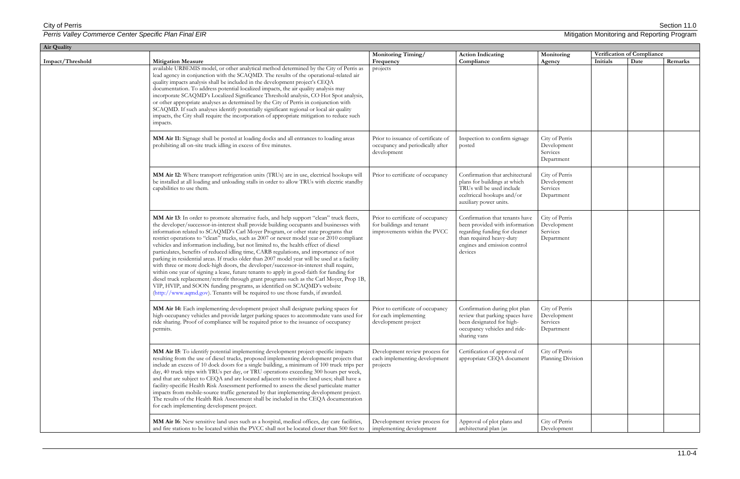**Air Quality**

| Impact/Threshold | Mitigation Measure | Monitoring Timing/ Frequency | Action Indicating Compliance | Monitoring Agency | Verification of Compliance | | |
|---|---|---|---|---|---|---|---|
| | | | | | Initials | Date | Remarks |
| | available URBEMIS model, or other analytical method determined by the City of Perris as lead agency in conjunction with the SCAQMD. The results of the operational-related air quality impacts analysis shall be included in the development project's CEQA documentation. To address potential localized impacts, the air quality analysis may incorporate SCAQMD's Localized Significance Threshold analysis, CO Hot Spot analysis, or other appropriate analyses as determined by the City of Perris in conjunction with SCAQMD. If such analyses identify potentially significant regional or local air quality impacts, the City shall require the incorporation of appropriate mitigation to reduce such impacts. | projects | | | | | |
| | **MM Air 11:** Signage shall be posted at loading docks and all entrances to loading areas prohibiting all on-site truck idling in excess of five minutes. | Prior to issuance of certificate of occupancy and periodically after development | Inspection to confirm signage posted | City of Perris Development Services Department | | | |
| | **MM Air 12:** Where transport refrigeration units (TRUs) are in use, electrical hookups will be installed at all loading and unloading stalls in order to allow TRUs with electric standby capabilities to use them. | Prior to certificate of occupancy | Confirmation that architectural plans for buildings at which TRUs will be used include eceltriccal hookups and/or auxiliary power units. | City of Perris Development Services Department | | | |
| | **MM Air 13**: In order to promote alternative fuels, and help support "clean" truck fleets, the developer/successor-in-interest shall provide building occupants and businesses with information related to SCAQMD's Carl Moyer Program, or other state programs that restrict operations to "clean" trucks, such as 2007 or newer model year or 2010 compliant vehicles and information including, but not limited to, the health effect of diesel particulates, benefits of reduced idling time, CARB regulations, and importance of not parking in residential areas. If trucks older than 2007 model year will be used at a facility with three or more dock-high doors, the developer/successor-in-interest shall require, within one year of signing a lease, future tenants to apply in good-faith for funding for diesel truck replacement/retrofit through grant programs such as the Carl Moyer, Prop 1B, VIP, HVIP, and SOON funding programs, as identified on SCAQMD's website (http://www.aqmd.gov). Tenants will be required to use those funds, if awarded. | Prior to certificate of occupancy for buildings and tenant improvements within the PVCC | Confirmation that tenants have been provided with information regarding funding for cleaner than required heavy-duty engines and emission control devices | City of Perris Development Services Department | | | |
| | **MM Air 14:** Each implementing development project shall designate parking spaces for high-occupancy vehicles and provide larger parking spaces to accommodate vans used for ride sharing. Proof of compliance will be required prior to the issuance of occupancy permits. | Prior to certificate of occupancy for each implementing development project | Confirmation during plot plan review that parking spaces have been designated for high-occupancy vehicles and ride-sharing vans | City of Perris Development Services Department | | | |
| | **MM Air 15**: To identify potential implementing development project-specific impacts resulting from the use of diesel trucks, proposed implementing development projects that include an excess of 10 dock doors for a single building, a minimum of 100 truck trips per day, 40 truck trips with TRUs per day, or TRU operations exceeding 300 hours per week, and that are subject to CEQA and are located adjacent to sensitive land uses; shall have a facility-specific Health Risk Assessment performed to assess the diesel particulate matter impacts from mobile-source traffic generated by that implementing development project. The results of the Health Risk Assessment shall be included in the CEQA documentation for each implementing development project. | Development review process for each implementing development projects | Certification of approval of appropriate CEQA document | City of Perris Planning Division | | | |
| | **MM Air 16**: New sensitive land uses such as a hospital, medical offices, day care facilities, and fire stations to be located within the PVCC shall not be located closer than 500 feet to | Development review process for implementing development | Approval of plot plans and architectural plan (as | City of Perris Development | | | |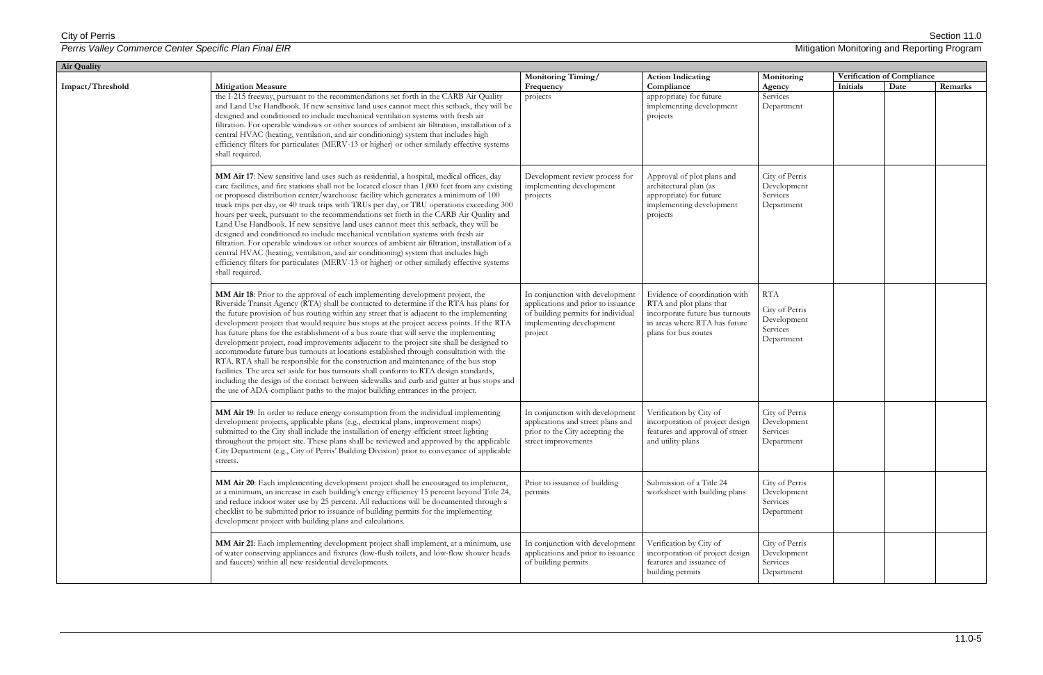**Air Quality**

| Impact/Threshold | Mitigation Measure | Monitoring Timing/ Frequency | Action Indicating Compliance | Monitoring Agency | Verification of Compliance | | |
|---|---|---|---|---|---|---|---|
| | | | | | Initials | Date | Remarks |
| | the I-215 freeway, pursuant to the recommendations set forth in the CARB Air Quality and Land Use Handbook. If new sensitive land uses cannot meet this setback, they will be designed and conditioned to include mechanical ventilation systems with fresh air filtration. For operable windows or other sources of ambient air filtration, installation of a central HVAC (heating, ventilation, and air conditioning) system that includes high efficiency filters for particulates (MERV-13 or higher) or other similarly effective systems shall required. | projects | appropriate) for future implementing development projects | Services Department | | | |
| | **MM Air 17**: New sensitive land uses such as residential, a hospital, medical offices, day care facilities, and fire stations shall not be located closer than 1,000 feet from any existing or proposed distribution center/warehouse facility which generates a minimum of 100 truck trips per day, or 40 truck trips with TRUs per day, or TRU operations exceeding 300 hours per week, pursuant to the recommendations set forth in the CARB Air Quality and Land Use Handbook. If new sensitive land uses cannot meet this setback, they will be designed and conditioned to include mechanical ventilation systems with fresh air filtration. For operable windows or other sources of ambient air filtration, installation of a central HVAC (heating, ventilation, and air conditioning) system that includes high efficiency filters for particulates (MERV-13 or higher) or other similarly effective systems shall required. | Development review process for implementing development projects | Approval of plot plans and architectural plan (as appropriate) for future implementing development projects | City of Perris Development Services Department | | | |
| | **MM Air 18**: Prior to the approval of each implementing development project, the Riverside Transit Agency (RTA) shall be contacted to determine if the RTA has plans for the future provision of bus routing within any street that is adjacent to the implementing development project that would require bus stops at the project access points. If the RTA has future plans for the establishment of a bus route that will serve the implementing development project, road improvements adjacent to the project site shall be designed to accommodate future bus turnouts at locations established through consultation with the RTA. RTA shall be responsible for the construction and maintenance of the bus stop facilities. The area set aside for bus turnouts shall conform to RTA design standards, including the design of the contact between sidewalks and curb and gutter at bus stops and the use of ADA-compliant paths to the major building entrances in the project. | In conjunction with development applications and prior to issuance of building permits for individual implementing development project | Evidence of coordination with RTA and plot plans that incorporate future bus turnouts in areas where RTA has future plans for bus routes | RTA<br><br>City of Perris Development Services Department | | | |
| | **MM Air 19**: In order to reduce energy consumption from the individual implementing development projects, applicable plans (e.g., electrical plans, improvement maps) submitted to the City shall include the installation of energy-efficient street lighting throughout the project site. These plans shall be reviewed and approved by the applicable City Department (e.g., City of Perris' Building Division) prior to conveyance of applicable streets. | In conjunction with development applications and street plans and prior to the City accepting the street improvements | Verification by City of incorporation of project design features and approval of street and utility plans | City of Perris Development Services Department | | | |
| | **MM Air 20**: Each implementing development project shall be encouraged to implement, at a minimum, an increase in each building's energy efficiency 15 percent beyond Title 24, and reduce indoor water use by 25 percent. All reductions will be documented through a checklist to be submitted prior to issuance of building permits for the implementing development project with building plans and calculations. | Prior to issuance of building permits | Submission of a Title 24 worksheet with building plans | City of Perris Development Services Department | | | |
| | **MM Air 21**: Each implementing development project shall implement, at a minimum, use of water conserving appliances and fixtures (low-flush toilets, and low-flow shower heads and faucets) within all new residential developments. | In conjunction with development applications and prior to issuance of building permits | Verification by City of incorporation of project design features and issuance of building permits | City of Perris Development Services Department | | | |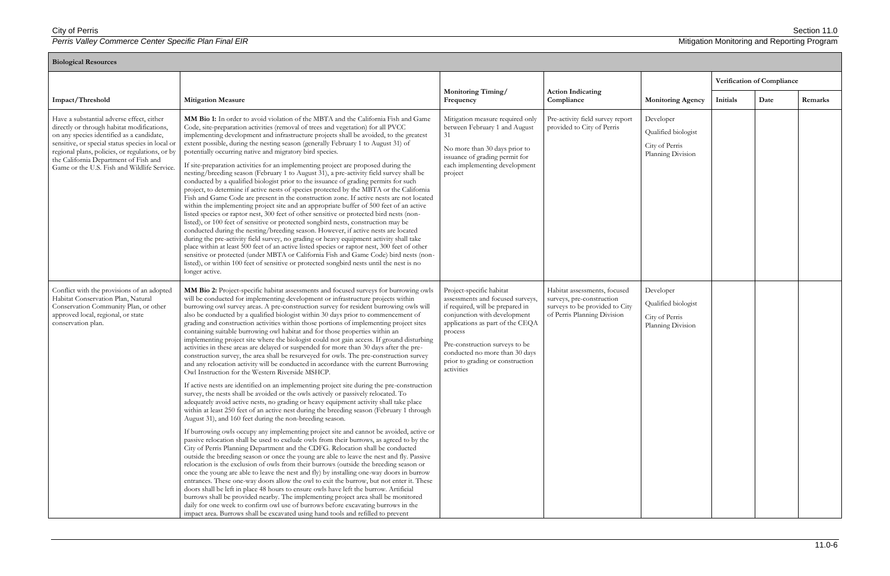| Biological Resources | | | | | | | |
|---|---|---|---|---|---|---|---|
| | | | | | Verification of Compliance | | |
| Impact/Threshold | Mitigation Measure | Monitoring Timing/ Frequency | Action Indicating Compliance | Monitoring Agency | Initials | Date | Remarks |
| Have a substantial adverse effect, either directly or through habitat modifications, on any species identified as a candidate, sensitive, or special status species in local or regional plans, policies, or regulations, or by the California Department of Fish and Game or the U.S. Fish and Wildlife Service. | **MM Bio 1:** In order to avoid violation of the MBTA and the California Fish and Game Code, site-preparation activities (removal of trees and vegetation) for all PVCC implementing development and infrastructure projects shall be avoided, to the greatest extent possible, during the nesting season (generally February 1 to August 31) of potentially occurring native and migratory bird species.<br><br>If site-preparation activities for an implementing project are proposed during the nesting/breeding season (February 1 to August 31), a pre-activity field survey shall be conducted by a qualified biologist prior to the issuance of grading permits for such project, to determine if active nests of species protected by the MBTA or the California Fish and Game Code are present in the construction zone. If active nests are not located within the implementing project site and an appropriate buffer of 500 feet of an active listed species or raptor nest, 300 feet of other sensitive or protected bird nests (non-listed), or 100 feet of sensitive or protected songbird nests, construction may be conducted during the nesting/breeding season. However, if active nests are located during the pre-activity field survey, no grading or heavy equipment activity shall take place within at least 500 feet of an active listed species or raptor nest, 300 feet of other sensitive or protected (under MBTA or California Fish and Game Code) bird nests (non-listed), or within 100 feet of sensitive or protected songbird nests until the nest is no longer active. | Mitigation measure required only between February 1 and August 31<br><br>No more than 30 days prior to issuance of grading permit for each implementing development project | Pre-activity field survey report provided to City of Perris | Developer<br><br>Qualified biologist<br><br>City of Perris Planning Division | | | |
| Conflict with the provisions of an adopted Habitat Conservation Plan, Natural Conservation Community Plan, or other approved local, regional, or state conservation plan. | **MM Bio 2:** Project-specific habitat assessments and focused surveys for burrowing owls will be conducted for implementing development or infrastructure projects within burrowing owl survey areas. A pre-construction survey for resident burrowing owls will also be conducted by a qualified biologist within 30 days prior to commencement of grading and construction activities within those portions of implementing project sites containing suitable burrowing owl habitat and for those properties within an implementing project site where the biologist could not gain access. If ground disturbing activities in these areas are delayed or suspended for more than 30 days after the pre-construction survey, the area shall be resurveyed for owls. The pre-construction survey and any relocation activity will be conducted in accordance with the current Burrowing Owl Instruction for the Western Riverside MSHCP.<br><br>If active nests are identified on an implementing project site during the pre-construction survey, the nests shall be avoided or the owls actively or passively relocated. To adequately avoid active nests, no grading or heavy equipment activity shall take place within at least 250 feet of an active nest during the breeding season (February 1 through August 31), and 160 feet during the non-breeding season.<br><br>If burrowing owls occupy any implementing project site and cannot be avoided, active or passive relocation shall be used to exclude owls from their burrows, as agreed to by the City of Perris Planning Department and the CDFG. Relocation shall be conducted outside the breeding season or once the young are able to leave the nest and fly. Passive relocation is the exclusion of owls from their burrows (outside the breeding season or once the young are able to leave the nest and fly) by installing one-way doors in burrow entrances. These one-way doors allow the owl to exit the burrow, but not enter it. These doors shall be left in place 48 hours to ensure owls have left the burrow. Artificial burrows shall be provided nearby. The implementing project area shall be monitored daily for one week to confirm owl use of burrows before excavating burrows in the impact area. Burrows shall be excavated using hand tools and refilled to prevent | Project-specific habitat assessments and focused surveys, if required, will be prepared in conjunction with development applications as part of the CEQA process<br><br>Pre-construction surveys to be conducted no more than 30 days prior to grading or construction activities | Habitat assessments, focused surveys, pre-construction surveys to be provided to City of Perris Planning Division | Developer<br><br>Qualified biologist<br><br>City of Perris Planning Division | | | |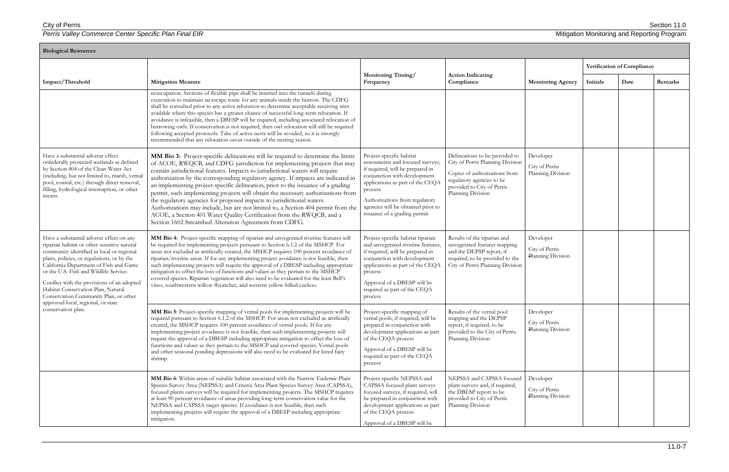| Biological Resources | | | | | | | |
|---|---|---|---|---|---|---|---|
| | | | | | Verification of Compliance | | |
| Impact/Threshold | Mitigation Measure | Monitoring Timing/ Frequency | Action Indicating Compliance | Monitoring Agency | Initials | Date | Remarks |
| | reoccupation. Sections of flexible pipe shall be inserted into the tunnels during excavation to maintain an escape route for any animals inside the burrow. The CDFG shall be consulted prior to any active relocation to determine acceptable receiving sites available where this species has a greater chance of successful long-term relocation. If avoidance is infeasible, then a DBESP will be required, including associated relocation of burrowing owls. If conservation is not required, then owl relocation will still be required following accepted protocols. Take of active nests will be avoided, so it is strongly recommended that any relocation occur outside of the nesting season. | | | | | | |
| Have a substantial adverse effect onfederally protected wetlands as defined by Section 404 of the Clean Water Act (including, but not limited to, marsh, vernal pool, coastal, etc.) through direct removal, filling, hydrological interruption, or other means. | **MM Bio 3:** Project-specific delineations will be required to determine the limits of ACOE, RWQCB, and CDFG jurisdiction for implementing projects that may contain jurisdictional features. Impacts to jurisdictional waters will require authorization by the corresponding regulatory agency. If impacts are indicated in an implementing project-specific delineation, prior to the issuance of a grading permit, such implementing projects will obtain the necessary authorizations from the regulatory agencies for proposed impacts to jurisdictional waters. Authorizations may include, but are not limited to, a Section 404 permit from the ACOE, a Section 401 Water Quality Certification from the RWQCB, and a Section 1602 Streambed Alteration Agreement from CDFG. | Project-specific habitat assessments and focused surveys, if required, will be prepared in conjunction with development applications as part of the CEQA process<br><br>Authorizations from regulatory agencies will be obtained prior to issuance of a grading permit | Delineations to be provided to City of Perris Planning Division<br><br>Copies of authorizations from regulatory agencies to be provided to City of Perris Planning Division | Developer<br><br>City of Perris Planning Division | | | |
| Have a substantial adverse effect on any riparian habitat or other sensitive natural community identified in local or regional plans, policies, or regulations, or by the California Department of Fish and Game or the U.S. Fish and Wildlife Service.<br><br>Conflict with the provisions of an adopted Habitat Conservation Plan, Natural Conservation Community Plan, or other approved local, regional, or state conservation plan. | **MM Bio 4:** Project-specific mapping of riparian and unvegetated riverine features will be required for implementing projects pursuant to Section 6.1.2 of the MSHCP. For areas not excluded as artificially created, the MSHCP requires 100 percent avoidance of riparian/riverine areas. If for any implementing project avoidance is not feasible, then such implementing projects will require the approval of a DBESP including appropriate mitigation to offset the loss of functions and values as they pertain to the MSHCP covered species. Riparian vegetation will also need to be evaluated for the least Bell's vireo, southwestern willow flycatcher, and western yellow-billed cuckoo. | Project-specific habitat riparian and unvegetated riverine features, if required, will be prepared in conjunction with development applications as part of the CEQA process<br><br>Approval of a DBESP will be required as part of the CEQA process | Results of the riparian and unvegetated features mapping and the DEPSP report, if required, to be provided to the City of Perris Planning Division | Developer<br><br>City of Perris Planning Division | | | |
| | **MM Bio 5**: Project-specific mapping of vernal pools for implementing projects will be required pursuant to Section 6.1.2 of the MSHCP. For areas not excluded as artificially created, the MSHCP requires 100 percent avoidance of vernal pools. If for any implementing project avoidance is not feasible, then such implementing projects will require the approval of a DBESP including appropriate mitigation to offset the loss of functions and values as they pertain to the MSHCP and covered species. Vernal pools and other seasonal ponding depressions will also need to be evaluated for listed fairy shrimp. | Project-specific mapping of vernal pools, if required, will be prepared in conjunction with development applications as part of the CEQA process<br><br>Approval of a DBESP will be required as part of the CEQA process | Results of the vernal pool mapping and the DEPSP report, if required, to be provided to the City of Perris Planning Division | Developer<br><br>City of Perris Planning Division | | | |
| | **MM Bio 6**: Within areas of suitable habitat associated with the Narrow Endemic Plant Species Survey Area (NEPSSA) and Criteria Area Plant Species Survey Area (CAPSSA), focused plants surveys will be required for implementing projects. The MSHCP requires at least 90 percent avoidance of areas providing long-term conservation value for the NEPSSA and CAPSSA target species. If avoidance is not feasible, then such implementing projects will require the approval of a DBESP including appropriate mitigation. | Project-specific NEPSSA and CAPSSA focused plant surveys focused surveys, if required, will be prepared in conjunction with development applications as part of the CEQA process<br><br>Approval of a DBESP will be | NEPSSA and CAPSSA focused plant surveys and, if required, the DBESP report to be provided to City of Perris Planning Division | Developer<br><br>City of Perris Planning Division | | | |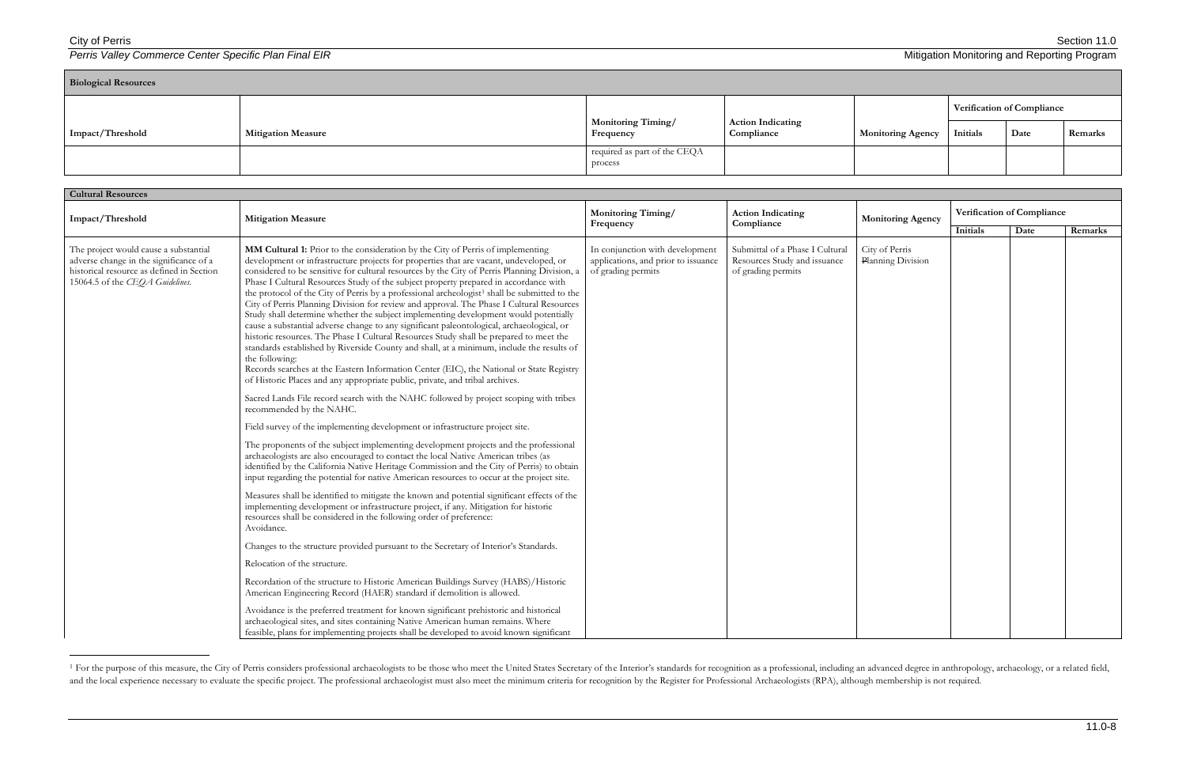| Biological Resources | | | | | | | |
|---|---|---|---|---|---|---|---|
| Impact/Threshold | Mitigation Measure | Monitoring Timing/ Frequency | Action Indicating Compliance | Monitoring Agency | Verification of Compliance | | |
| | | | | | Initials | Date | Remarks |
| | | required as part of the CEQA process | | | | | |

| Cultural Resources | | | | | | | |
|---|---|---|---|---|---|---|---|
| Impact/Threshold | Mitigation Measure | Monitoring Timing/ Frequency | Action Indicating Compliance | Monitoring Agency | Verification of Compliance | | |
| | | | | | Initials | Date | Remarks |
| The project would cause a substantial adverse change in the significance of a historical resource as defined in Section 15064.5 of the *CEQA Guidelines*. | **MM Cultural 1:** Prior to the consideration by the City of Perris of implementing development or infrastructure projects for properties that are vacant, undeveloped, or considered to be sensitive for cultural resources by the City of Perris Planning Division, a Phase I Cultural Resources Study of the subject property prepared in accordance with the protocol of the City of Perris by a professional archeologist[1] shall be submitted to the City of Perris Planning Division for review and approval. The Phase I Cultural Resources Study shall determine whether the subject implementing development would potentially cause a substantial adverse change to any significant paleontological, archaeological, or historic resources. The Phase I Cultural Resources Study shall be prepared to meet the standards established by Riverside County and shall, at a minimum, include the results of the following:<br>Records searches at the Eastern Information Center (EIC), the National or State Registry of Historic Places and any appropriate public, private, and tribal archives.<br><br>Sacred Lands File record search with the NAHC followed by project scoping with tribes recommended by the NAHC.<br><br>Field survey of the implementing development or infrastructure project site.<br><br>The proponents of the subject implementing development projects and the professional archaeologists are also encouraged to contact the local Native American tribes (as identified by the California Native Heritage Commission and the City of Perris) to obtain input regarding the potential for native American resources to occur at the project site.<br><br>Measures shall be identified to mitigate the known and potential significant effects of the implementing development or infrastructure project, if any. Mitigation for historic resources shall be considered in the following order of preference:<br>Avoidance.<br><br>Changes to the structure provided pursuant to the Secretary of Interior's Standards.<br><br>Relocation of the structure.<br><br>Recordation of the structure to Historic American Buildings Survey (HABS)/Historic American Engineering Record (HAER) standard if demolition is allowed.<br><br>Avoidance is the preferred treatment for known significant prehistoric and historical archaeological sites, and sites containing Native American human remains. Where feasible, plans for implementing projects shall be developed to avoid known significant | In conjunction with development applications, and prior to issuance of grading permits | Submittal of a Phase I Cultural Resources Study and issuance of grading permits | City of Perris Planning Division | | | |

[1] For the purpose of this measure, the City of Perris considers professional archaeologists to be those who meet the United States Secretary of the Interior's standards for recognition as a professional, including an advanced degree in anthropology, archaeology, or a related field, and the local experience necessary to evaluate the specific project. The professional archaeologist must also meet the minimum criteria for recognition by the Register for Professional Archaeologists (RPA), although membership is not required.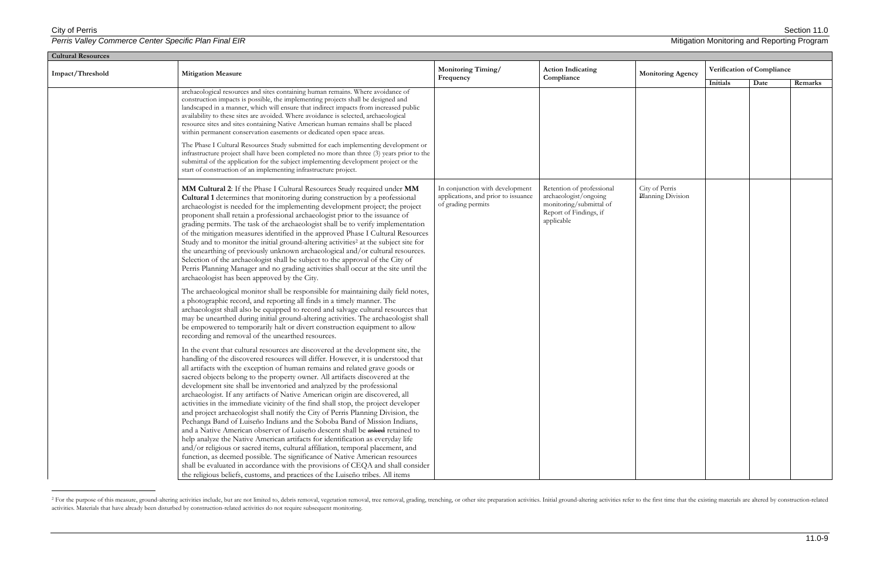**Cultural Resources**

| Impact/Threshold | Mitigation Measure | Monitoring Timing/ Frequency | Action Indicating Compliance | Monitoring Agency | Verification of Compliance | | |
|---|---|---|---|---|---|---|---|
| | | | | | Initials | Date | Remarks |
| | archaeological resources and sites containing human remains. Where avoidance of construction impacts is possible, the implementing projects shall be designed and landscaped in a manner, which will ensure that indirect impacts from increased public availability to these sites are avoided. Where avoidance is selected, archaeological resource sites and sites containing Native American human remains shall be placed within permanent conservation easements or dedicated open space areas.<br><br>The Phase I Cultural Resources Study submitted for each implementing development or infrastructure project shall have been completed no more than three (3) years prior to the submittal of the application for the subject implementing development project or the start of construction of an implementing infrastructure project. | | | | | | |
| | **MM Cultural 2**: If the Phase I Cultural Resources Study required under **MM Cultural 1** determines that monitoring during construction by a professional archaeologist is needed for the implementing development project; the project proponent shall retain a professional archaeologist prior to the issuance of grading permits. The task of the archaeologist shall be to verify implementation of the mitigation measures identified in the approved Phase I Cultural Resources Study and to monitor the initial ground-altering activities[2] at the subject site for the unearthing of previously unknown archaeological and/or cultural resources. Selection of the archaeologist shall be subject to the approval of the City of Perris Planning Manager and no grading activities shall occur at the site until the archaeologist has been approved by the City.<br><br>The archaeological monitor shall be responsible for maintaining daily field notes, a photographic record, and reporting all finds in a timely manner. The archaeologist shall also be equipped to record and salvage cultural resources that may be unearthed during initial ground-altering activities. The archaeologist shall be empowered to temporarily halt or divert construction equipment to allow recording and removal of the unearthed resources.<br><br>In the event that cultural resources are discovered at the development site, the handling of the discovered resources will differ. However, it is understood that all artifacts with the exception of human remains and related grave goods or sacred objects belong to the property owner. All artifacts discovered at the development site shall be inventoried and analyzed by the professional archaeologist. If any artifacts of Native American origin are discovered, all activities in the immediate vicinity of the find shall stop, the project developer and project archaeologist shall notify the City of Perris Planning Division, the Pechanga Band of Luiseño Indians and the Soboba Band of Mission Indians, and a Native American observer of Luiseño descent shall be ~~asked~~ retained to help analyze the Native American artifacts for identification as everyday life and/or religious or sacred items, cultural affiliation, temporal placement, and function, as deemed possible. The significance of Native American resources shall be evaluated in accordance with the provisions of CEQA and shall consider the religious beliefs, customs, and practices of the Luiseño tribes. All items | In conjunction with development applications, and prior to issuance of grading permits | Retention of professional archaeologist/ongoing monitoring/submittal of Report of Findings, if applicable | City of Perris Planning Division | | | |

[2] For the purpose of this measure, ground-altering activities include, but are not limited to, debris removal, vegetation removal, tree removal, grading, trenching, or other site preparation activities. Initial ground-altering activities refer to the first time that the existing materials are altered by construction-related activities. Materials that have already been disturbed by construction-related activities do not require subsequent monitoring.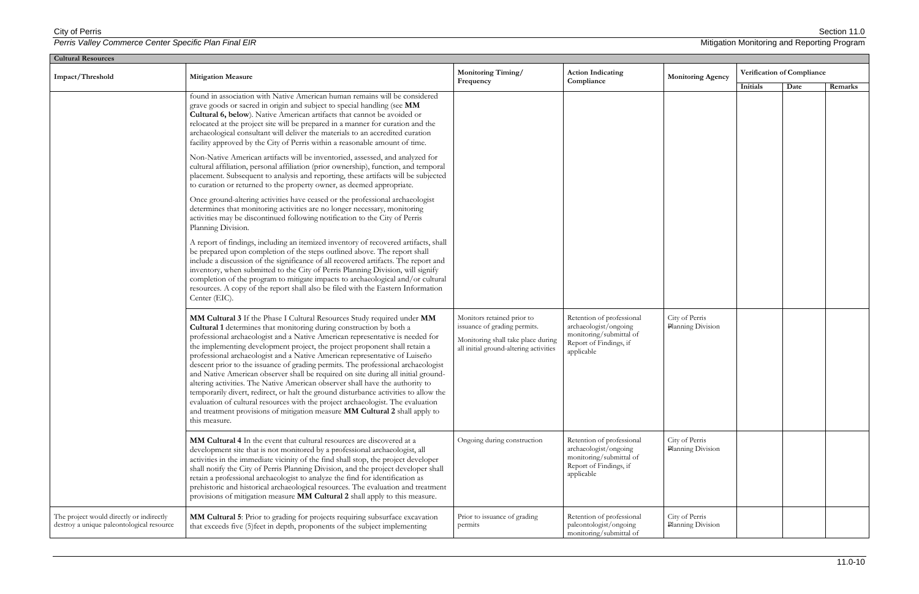| Cultural Resources | | | | | | | |
|---|---|---|---|---|---|---|---|
| Impact/Threshold | Mitigation Measure | Monitoring Timing/ Frequency | Action Indicating Compliance | Monitoring Agency | Verification of Compliance | | |
| | | | | | Initials | Date | Remarks |
| | found in association with Native American human remains will be considered grave goods or sacred in origin and subject to special handling (see **MM Cultural 6, below**). Native American artifacts that cannot be avoided or relocated at the project site will be prepared in a manner for curation and the archaeological consultant will deliver the materials to an accredited curation facility approved by the City of Perris within a reasonable amount of time.<br><br>Non-Native American artifacts will be inventoried, assessed, and analyzed for cultural affiliation, personal affiliation (prior ownership), function, and temporal placement. Subsequent to analysis and reporting, these artifacts will be subjected to curation or returned to the property owner, as deemed appropriate.<br><br>Once ground-altering activities have ceased or the professional archaeologist determines that monitoring activities are no longer necessary, monitoring activities may be discontinued following notification to the City of Perris Planning Division.<br><br>A report of findings, including an itemized inventory of recovered artifacts, shall be prepared upon completion of the steps outlined above. The report shall include a discussion of the significance of all recovered artifacts. The report and inventory, when submitted to the City of Perris Planning Division, will signify completion of the program to mitigate impacts to archaeological and/or cultural resources. A copy of the report shall also be filed with the Eastern Information Center (EIC). | | | | | | |
| | **MM Cultural 3** If the Phase I Cultural Resources Study required under **MM Cultural 1** determines that monitoring during construction by both a professional archaeologist and a Native American representative is needed for the implementing development project, the project proponent shall retain a professional archaeologist and a Native American representative of Luiseño descent prior to the issuance of grading permits. The professional archaeologist and Native American observer shall be required on site during all initial ground-altering activities. The Native American observer shall have the authority to temporarily divert, redirect, or halt the ground disturbance activities to allow the evaluation of cultural resources with the project archaeologist. The evaluation and treatment provisions of mitigation measure **MM Cultural 2** shall apply to this measure. | Monitors retained prior to issuance of grading permits.<br><br>Monitoring shall take place during all initial ground-altering activities | Retention of professional archaeologist/ongoing monitoring/submittal of Report of Findings, if applicable | City of Perris Planning Division | | | |
| | **MM Cultural 4** In the event that cultural resources are discovered at a development site that is not monitored by a professional archaeologist, all activities in the immediate vicinity of the find shall stop, the project developer shall notify the City of Perris Planning Division, and the project developer shall retain a professional archaeologist to analyze the find for identification as prehistoric and historical archaeological resources. The evaluation and treatment provisions of mitigation measure **MM Cultural 2** shall apply to this measure. | Ongoing during construction | Retention of professional archaeologist/ongoing monitoring/submittal of Report of Findings, if applicable | City of Perris Planning Division | | | |
| The project would directly or indirectly destroy a unique paleontological resource | **MM Cultural 5**: Prior to grading for projects requiring subsurface excavation that exceeds five (5)feet in depth, proponents of the subject implementing | Prior to issuance of grading permits | Retention of professional paleontologist/ongoing monitoring/submittal of | City of Perris Planning Division | | | |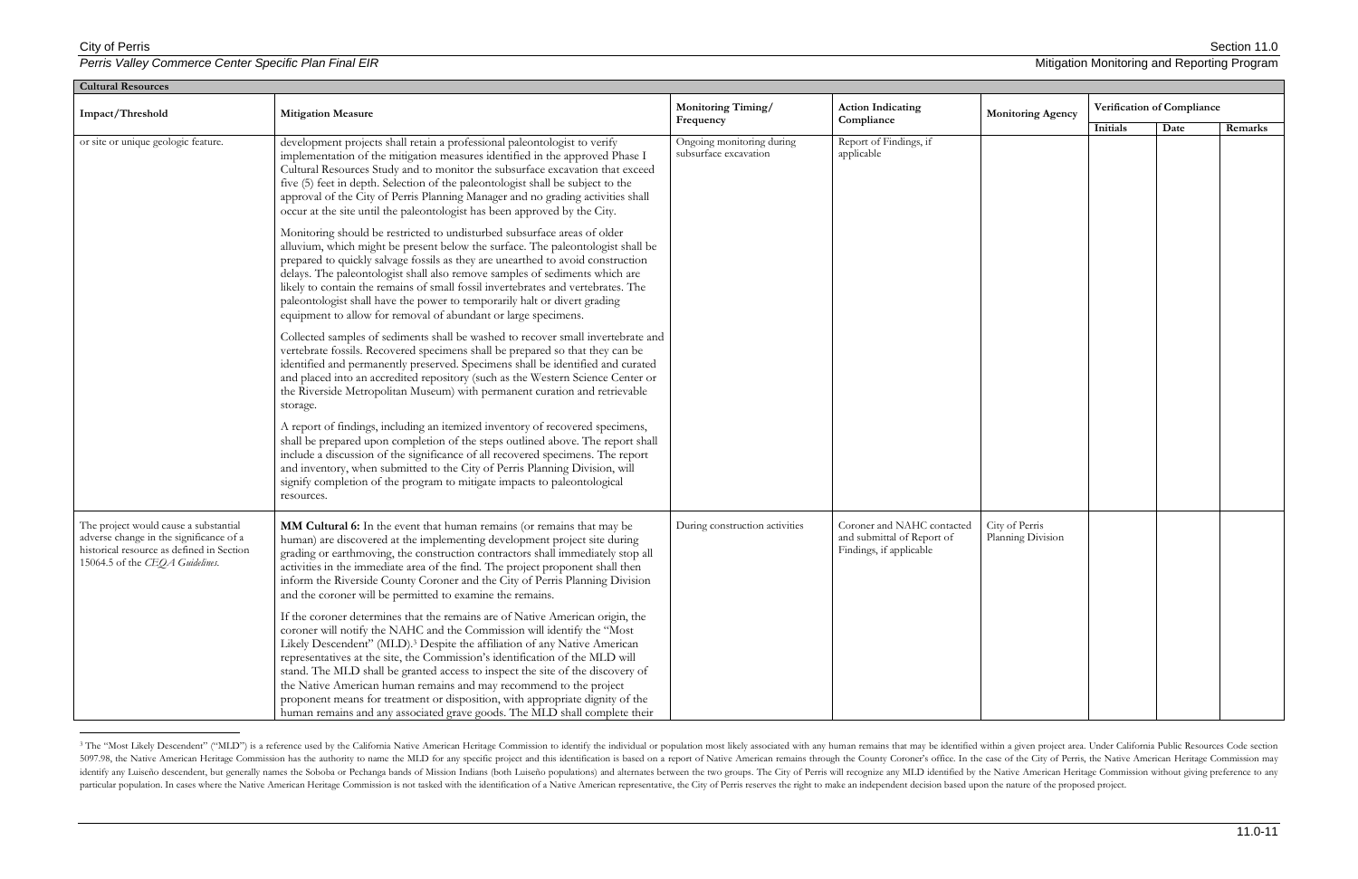**Cultural Resources**

| Impact/Threshold | Mitigation Measure | Monitoring Timing/ Frequency | Action Indicating Compliance | Monitoring Agency | Verification of Compliance | | |
|---|---|---|---|---|---|---|---|
| | | | | | Initials | Date | Remarks |
| or site or unique geologic feature. | development projects shall retain a professional paleontologist to verify implementation of the mitigation measures identified in the approved Phase I Cultural Resources Study and to monitor the subsurface excavation that exceed five (5) feet in depth. Selection of the paleontologist shall be subject to the approval of the City of Perris Planning Manager and no grading activities shall occur at the site until the paleontologist has been approved by the City.<br><br>Monitoring should be restricted to undisturbed subsurface areas of older alluvium, which might be present below the surface. The paleontologist shall be prepared to quickly salvage fossils as they are unearthed to avoid construction delays. The paleontologist shall also remove samples of sediments which are likely to contain the remains of small fossil invertebrates and vertebrates. The paleontologist shall have the power to temporarily halt or divert grading equipment to allow for removal of abundant or large specimens.<br><br>Collected samples of sediments shall be washed to recover small invertebrate and vertebrate fossils. Recovered specimens shall be prepared so that they can be identified and permanently preserved. Specimens shall be identified and curated and placed into an accredited repository (such as the Western Science Center or the Riverside Metropolitan Museum) with permanent curation and retrievable storage.<br><br>A report of findings, including an itemized inventory of recovered specimens, shall be prepared upon completion of the steps outlined above. The report shall include a discussion of the significance of all recovered specimens. The report and inventory, when submitted to the City of Perris Planning Division, will signify completion of the program to mitigate impacts to paleontological resources. | Ongoing monitoring during subsurface excavation | Report of Findings, if applicable | | | | |
| The project would cause a substantial adverse change in the significance of a historical resource as defined in Section 15064.5 of the *CEQA Guidelines*. | **MM Cultural 6:** In the event that human remains (or remains that may be human) are discovered at the implementing development project site during grading or earthmoving, the construction contractors shall immediately stop all activities in the immediate area of the find. The project proponent shall then inform the Riverside County Coroner and the City of Perris Planning Division and the coroner will be permitted to examine the remains.<br><br>If the coroner determines that the remains are of Native American origin, the coroner will notify the NAHC and the Commission will identify the "Most Likely Descendent" (MLD).[3] Despite the affiliation of any Native American representatives at the site, the Commission's identification of the MLD will stand. The MLD shall be granted access to inspect the site of the discovery of the Native American human remains and may recommend to the project proponent means for treatment or disposition, with appropriate dignity of the human remains and any associated grave goods. The MLD shall complete their | During construction activities | Coroner and NAHC contacted and submittal of Report of Findings, if applicable | City of Perris Planning Division | | | |

[3] The "Most Likely Descendent" ("MLD") is a reference used by the California Native American Heritage Commission to identify the individual or population most likely associated with any human remains that may be identified within a given project area. Under California Public Resources Code section 5097.98, the Native American Heritage Commission has the authority to name the MLD for any specific project and this identification is based on a report of Native American remains through the County Coroner's office. In the case of the City of Perris, the Native American Heritage Commission may identify any Luiseño descendent, but generally names the Soboba or Pechanga bands of Mission Indians (both Luiseño populations) and alternates between the two groups. The City of Perris will recognize any MLD identified by the Native American Heritage Commission without giving preference to any particular population. In cases where the Native American Heritage Commission is not tasked with the identification of a Native American representative, the City of Perris reserves the right to make an independent decision based upon the nature of the proposed project.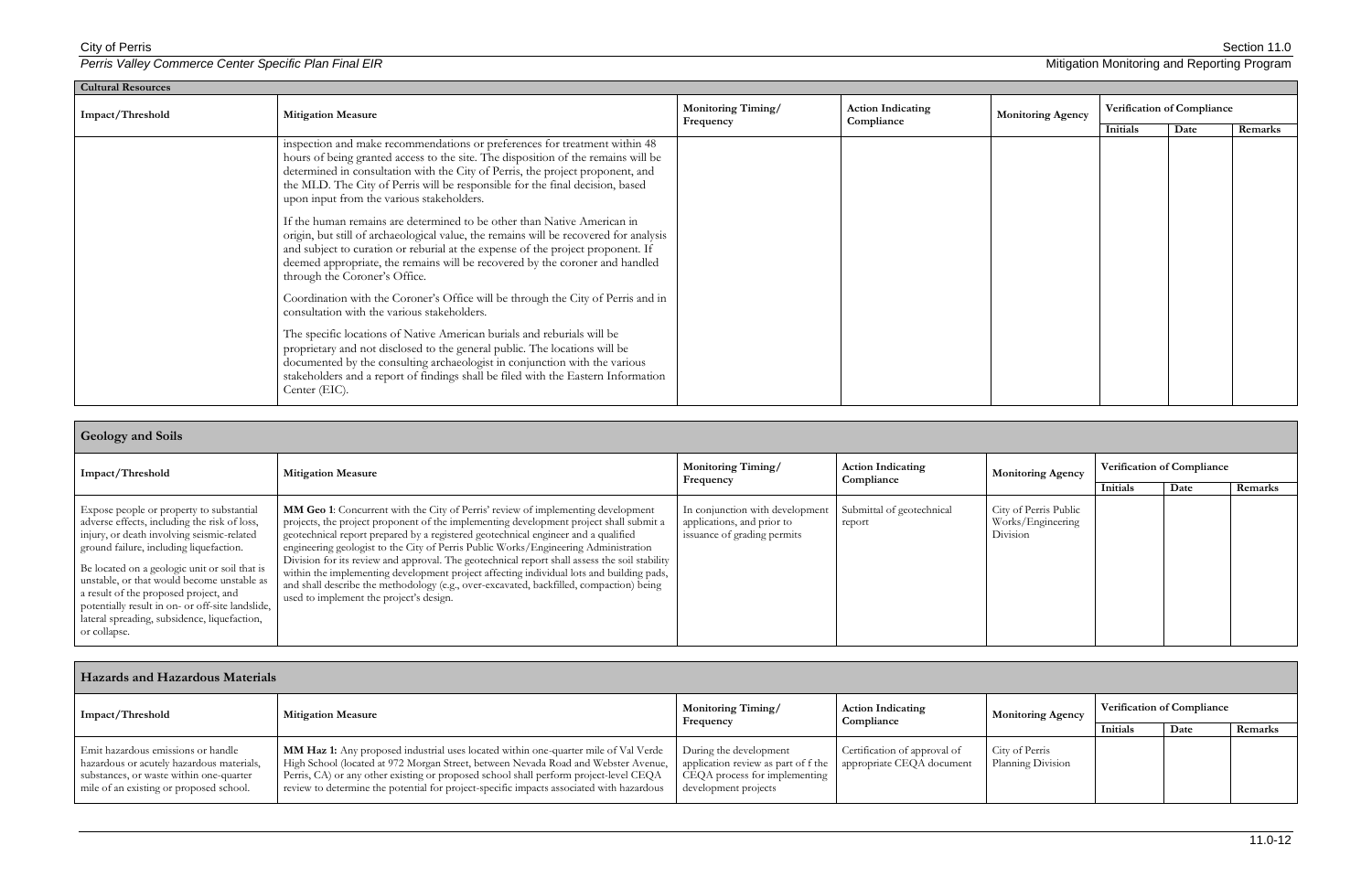| Cultural Resources | | | | | | | |
|---|---|---|---|---|---|---|---|
| Impact/Threshold | Mitigation Measure | Monitoring Timing/ Frequency | Action Indicating Compliance | Monitoring Agency | Verification of Compliance | | |
| | | | | | Initials | Date | Remarks |
| | inspection and make recommendations or preferences for treatment within 48 hours of being granted access to the site. The disposition of the remains will be determined in consultation with the City of Perris, the project proponent, and the MLD. The City of Perris will be responsible for the final decision, based upon input from the various stakeholders.<br><br>If the human remains are determined to be other than Native American in origin, but still of archaeological value, the remains will be recovered for analysis and subject to curation or reburial at the expense of the project proponent. If deemed appropriate, the remains will be recovered by the coroner and handled through the Coroner's Office.<br><br>Coordination with the Coroner's Office will be through the City of Perris and in consultation with the various stakeholders.<br><br>The specific locations of Native American burials and reburials will be proprietary and not disclosed to the general public. The locations will be documented by the consulting archaeologist in conjunction with the various stakeholders and a report of findings shall be filed with the Eastern Information Center (EIC). | | | | | | |

| Geology and Soils | | | | | | | |
|---|---|---|---|---|---|---|---|
| Impact/Threshold | Mitigation Measure | Monitoring Timing/ Frequency | Action Indicating Compliance | Monitoring Agency | Verification of Compliance | | |
| | | | | | Initials | Date | Remarks |
| Expose people or property to substantial adverse effects, including the risk of loss, injury, or death involving seismic-related ground failure, including liquefaction.<br><br>Be located on a geologic unit or soil that is unstable, or that would become unstable as a result of the proposed project, and potentially result in on- or off-site landslide, lateral spreading, subsidence, liquefaction, or collapse. | **MM Geo 1**: Concurrent with the City of Perris' review of implementing development projects, the project proponent of the implementing development project shall submit a geotechnical report prepared by a registered geotechnical engineer and a qualified engineering geologist to the City of Perris Public Works/Engineering Administration Division for its review and approval. The geotechnical report shall assess the soil stability within the implementing development project affecting individual lots and building pads, and shall describe the methodology (e.g., over-excavated, backfilled, compaction) being used to implement the project's design. | In conjunction with development applications, and prior to issuance of grading permits | Submittal of geotechnical report | City of Perris Public Works/Engineering Division | | | |

| Hazards and Hazardous Materials | | | | | | | |
|---|---|---|---|---|---|---|---|
| Impact/Threshold | Mitigation Measure | Monitoring Timing/ Frequency | Action Indicating Compliance | Monitoring Agency | Verification of Compliance | | |
| | | | | | Initials | Date | Remarks |
| Emit hazardous emissions or handle hazardous or acutely hazardous materials, substances, or waste within one-quarter mile of an existing or proposed school. | **MM Haz 1:** Any proposed industrial uses located within one-quarter mile of Val Verde High School (located at 972 Morgan Street, between Nevada Road and Webster Avenue, Perris, CA) or any other existing or proposed school shall perform project-level CEQA review to determine the potential for project-specific impacts associated with hazardous | During the development application review as part of f the CEQA process for implementing development projects | Certification of approval of appropriate CEQA document | City of Perris Planning Division | | | |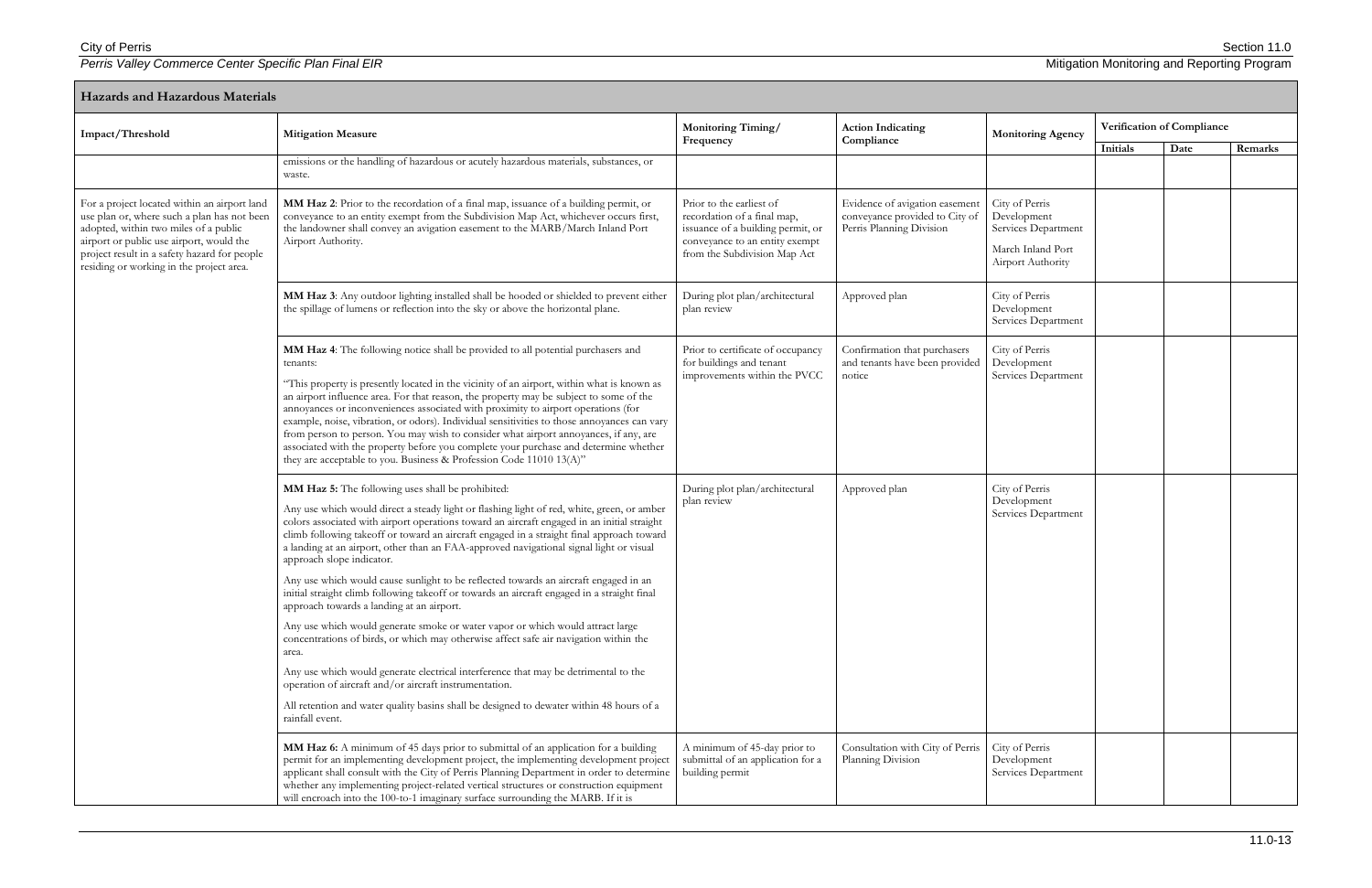## Hazards and Hazardous Materials

| Impact/Threshold | Mitigation Measure | Monitoring Timing/ Frequency | Action Indicating Compliance | Monitoring Agency | Verification of Compliance | | |
|---|---|---|---|---|---|---|---|
| | | | | | Initials | Date | Remarks |
| | emissions or the handling of hazardous or acutely hazardous materials, substances, or waste. | | | | | | |
| For a project located within an airport land use plan or, where such a plan has not been adopted, within two miles of a public airport or public use airport, would the project result in a safety hazard for people residing or working in the project area. | **MM Haz 2**: Prior to the recordation of a final map, issuance of a building permit, or conveyance to an entity exempt from the Subdivision Map Act, whichever occurs first, the landowner shall convey an avigation easement to the MARB/March Inland Port Airport Authority. | Prior to the earliest of recordation of a final map, issuance of a building permit, or conveyance to an entity exempt from the Subdivision Map Act | Evidence of avigation easement conveyance provided to City of Perris Planning Division | City of Perris Development Services Department<br><br>March Inland Port Airport Authority | | | |
| | **MM Haz 3**: Any outdoor lighting installed shall be hooded or shielded to prevent either the spillage of lumens or reflection into the sky or above the horizontal plane. | During plot plan/architectural plan review | Approved plan | City of Perris Development Services Department | | | |
| | **MM Haz 4**: The following notice shall be provided to all potential purchasers and tenants:<br><br>"This property is presently located in the vicinity of an airport, within what is known as an airport influence area. For that reason, the property may be subject to some of the annoyances or inconveniences associated with proximity to airport operations (for example, noise, vibration, or odors). Individual sensitivities to those annoyances can vary from person to person. You may wish to consider what airport annoyances, if any, are associated with the property before you complete your purchase and determine whether they are acceptable to you. Business & Profession Code 11010 13(A)" | Prior to certificate of occupancy for buildings and tenant improvements within the PVCC | Confirmation that purchasers and tenants have been provided notice | City of Perris Development Services Department | | | |
| | **MM Haz 5:** The following uses shall be prohibited:<br><br>Any use which would direct a steady light or flashing light of red, white, green, or amber colors associated with airport operations toward an aircraft engaged in an initial straight climb following takeoff or toward an aircraft engaged in a straight final approach toward a landing at an airport, other than an FAA-approved navigational signal light or visual approach slope indicator.<br><br>Any use which would cause sunlight to be reflected towards an aircraft engaged in an initial straight climb following takeoff or towards an aircraft engaged in a straight final approach towards a landing at an airport.<br><br>Any use which would generate smoke or water vapor or which would attract large concentrations of birds, or which may otherwise affect safe air navigation within the area.<br><br>Any use which would generate electrical interference that may be detrimental to the operation of aircraft and/or aircraft instrumentation.<br><br>All retention and water quality basins shall be designed to dewater within 48 hours of a rainfall event. | During plot plan/architectural plan review | Approved plan | City of Perris Development Services Department | | | |
| | **MM Haz 6:** A minimum of 45 days prior to submittal of an application for a building permit for an implementing development project, the implementing development project applicant shall consult with the City of Perris Planning Department in order to determine whether any implementing project-related vertical structures or construction equipment will encroach into the 100-to-1 imaginary surface surrounding the MARB. If it is | A minimum of 45-day prior to submittal of an application for a building permit | Consultation with City of Perris Planning Division | City of Perris Development Services Department | | | |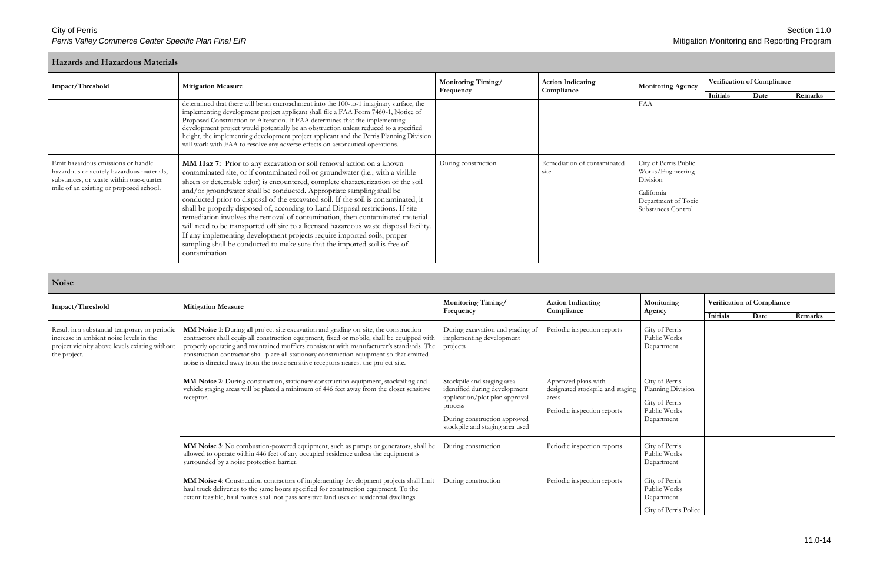## Hazards and Hazardous Materials

| Impact/Threshold | Mitigation Measure | Monitoring Timing/ Frequency | Action Indicating Compliance | Monitoring Agency | Verification of Compliance | | |
|---|---|---|---|---|---|---|---|
| | | | | | Initials | Date | Remarks |
| | determined that there will be an encroachment into the 100-to-1 imaginary surface, the implementing development project applicant shall file a FAA Form 7460-1, Notice of Proposed Construction or Alteration. If FAA determines that the implementing development project would potentially be an obstruction unless reduced to a specified height, the implementing development project applicant and the Perris Planning Division will work with FAA to resolve any adverse effects on aeronautical operations. | | | FAA | | | |
| Emit hazardous emissions or handle hazardous or acutely hazardous materials, substances, or waste within one-quarter mile of an existing or proposed school. | **MM Haz 7:** Prior to any excavation or soil removal action on a known contaminated site, or if contaminated soil or groundwater (i.e., with a visible sheen or detectable odor) is encountered, complete characterization of the soil and/or groundwater shall be conducted. Appropriate sampling shall be conducted prior to disposal of the excavated soil. If the soil is contaminated, it shall be properly disposed of, according to Land Disposal restrictions. If site remediation involves the removal of contamination, then contaminated material will need to be transported off site to a licensed hazardous waste disposal facility. If any implementing development projects require imported soils, proper sampling shall be conducted to make sure that the imported soil is free of contamination | During construction | Remediation of contaminated site | City of Perris Public Works/Engineering Division<br><br>California Department of Toxic Substances Control | | | |

## Noise

| Impact/Threshold | Mitigation Measure | Monitoring Timing/ Frequency | Action Indicating Compliance | Monitoring Agency | Verification of Compliance | | |
|---|---|---|---|---|---|---|---|
| | | | | | Initials | Date | Remarks |
| Result in a substantial temporary or periodic increase in ambient noise levels in the project vicinity above levels existing without the project. | **MM Noise 1**: During all project site excavation and grading on-site, the construction contractors shall equip all construction equipment, fixed or mobile, shall be equipped with properly operating and maintained mufflers consistent with manufacturer's standards. The construction contractor shall place all stationary construction equipment so that emitted noise is directed away from the noise sensitive receptors nearest the project site. | During excavation and grading of implementing development projects | Periodic inspection reports | City of Perris Public Works Department | | | |
| | **MM Noise 2**: During construction, stationary construction equipment, stockpiling and vehicle staging areas will be placed a minimum of 446 feet away from the closet sensitive receptor. | Stockpile and staging area identified during development application/plot plan approval process<br><br>During construction approved stockpile and staging area used | Approved plans with designated stockpile and staging areas<br><br>Periodic inspection reports | City of Perris Planning Division<br><br>City of Perris Public Works Department | | | |
| | **MM Noise 3**: No combustion-powered equipment, such as pumps or generators, shall be allowed to operate within 446 feet of any occupied residence unless the equipment is surrounded by a noise protection barrier. | During construction | Periodic inspection reports | City of Perris Public Works Department | | | |
| | **MM Noise 4**: Construction contractors of implementing development projects shall limit haul truck deliveries to the same hours specified for construction equipment. To the extent feasible, haul routes shall not pass sensitive land uses or residential dwellings. | During construction | Periodic inspection reports | City of Perris Public Works Department<br><br>City of Perris Police | | | |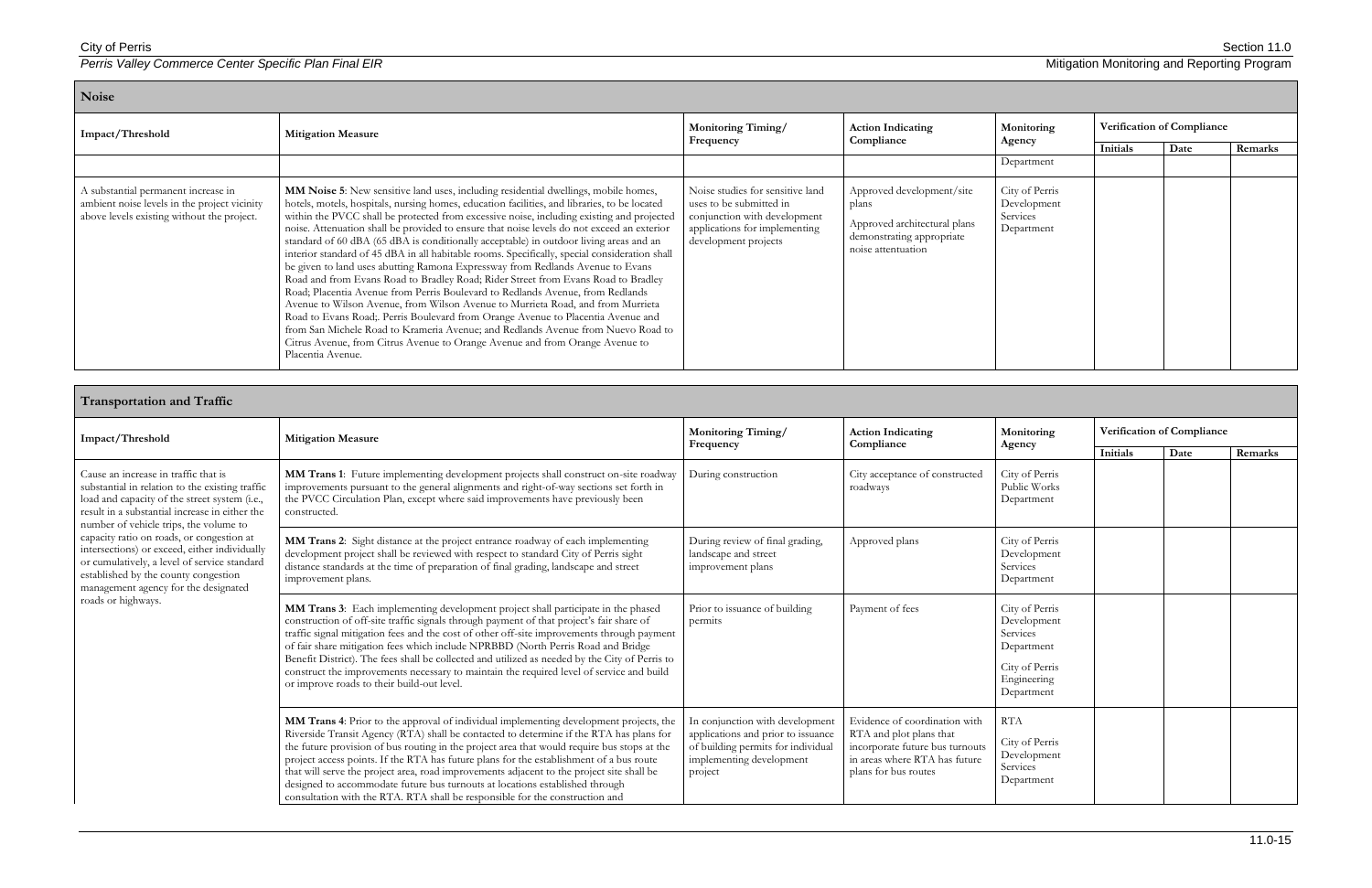## Noise

| Impact/Threshold | Mitigation Measure | Monitoring Timing/ Frequency | Action Indicating Compliance | Monitoring Agency | Verification of Compliance | | |
|---|---|---|---|---|---|---|---|
| | | | | | Initials | Date | Remarks |
| | | | | Department | | | |
| A substantial permanent increase in ambient noise levels in the project vicinity above levels existing without the project. | **MM Noise 5**: New sensitive land uses, including residential dwellings, mobile homes, hotels, motels, hospitals, nursing homes, education facilities, and libraries, to be located within the PVCC shall be protected from excessive noise, including existing and projected noise. Attenuation shall be provided to ensure that noise levels do not exceed an exterior standard of 60 dBA (65 dBA is conditionally acceptable) in outdoor living areas and an interior standard of 45 dBA in all habitable rooms. Specifically, special consideration shall be given to land uses abutting Ramona Expressway from Redlands Avenue to Evans Road and from Evans Road to Bradley Road; Rider Street from Evans Road to Bradley Road; Placentia Avenue from Perris Boulevard to Redlands Avenue, from Redlands Avenue to Wilson Avenue, from Wilson Avenue to Murrieta Road, and from Murrieta Road to Evans Road;. Perris Boulevard from Orange Avenue to Placentia Avenue and from San Michele Road to Krameria Avenue; and Redlands Avenue from Nuevo Road to Citrus Avenue, from Citrus Avenue to Orange Avenue and from Orange Avenue to Placentia Avenue. | Noise studies for sensitive land uses to be submitted in conjunction with development applications for implementing development projects | Approved development/site plans<br><br>Approved architectural plans demonstrating appropriate noise attentuation | City of Perris Development Services Department | | | |

## Transportation and Traffic

| Impact/Threshold | Mitigation Measure | Monitoring Timing/ Frequency | Action Indicating Compliance | Monitoring Agency | Verification of Compliance | | |
|---|---|---|---|---|---|---|---|
| | | | | | Initials | Date | Remarks |
| Cause an increase in traffic that is substantial in relation to the existing traffic load and capacity of the street system (i.e., result in a substantial increase in either the number of vehicle trips, the volume to capacity ratio on roads, or congestion at intersections) or exceed, either individually or cumulatively, a level of service standard established by the county congestion management agency for the designated roads or highways. | **MM Trans 1**: Future implementing development projects shall construct on-site roadway improvements pursuant to the general alignments and right-of-way sections set forth in the PVCC Circulation Plan, except where said improvements have previously been constructed. | During construction | City acceptance of constructed roadways | City of Perris Public Works Department | | | |
| | **MM Trans 2**: Sight distance at the project entrance roadway of each implementing development project shall be reviewed with respect to standard City of Perris sight distance standards at the time of preparation of final grading, landscape and street improvement plans. | During review of final grading, landscape and street improvement plans | Approved plans | City of Perris Development Services Department | | | |
| | **MM Trans 3**: Each implementing development project shall participate in the phased construction of off-site traffic signals through payment of that project's fair share of traffic signal mitigation fees and the cost of other off-site improvements through payment of fair share mitigation fees which include NPRBBD (North Perris Road and Bridge Benefit District). The fees shall be collected and utilized as needed by the City of Perris to construct the improvements necessary to maintain the required level of service and build or improve roads to their build-out level. | Prior to issuance of building permits | Payment of fees | City of Perris Development Services Department<br><br>City of Perris Engineering Department | | | |
| | **MM Trans 4**: Prior to the approval of individual implementing development projects, the Riverside Transit Agency (RTA) shall be contacted to determine if the RTA has plans for the future provision of bus routing in the project area that would require bus stops at the project access points. If the RTA has future plans for the establishment of a bus route that will serve the project area, road improvements adjacent to the project site shall be designed to accommodate future bus turnouts at locations established through consultation with the RTA. RTA shall be responsible for the construction and | In conjunction with development applications and prior to issuance of building permits for individual implementing development project | Evidence of coordination with RTA and plot plans that incorporate future bus turnouts in areas where RTA has future plans for bus routes | RTA<br><br>City of Perris Development Services Department | | | |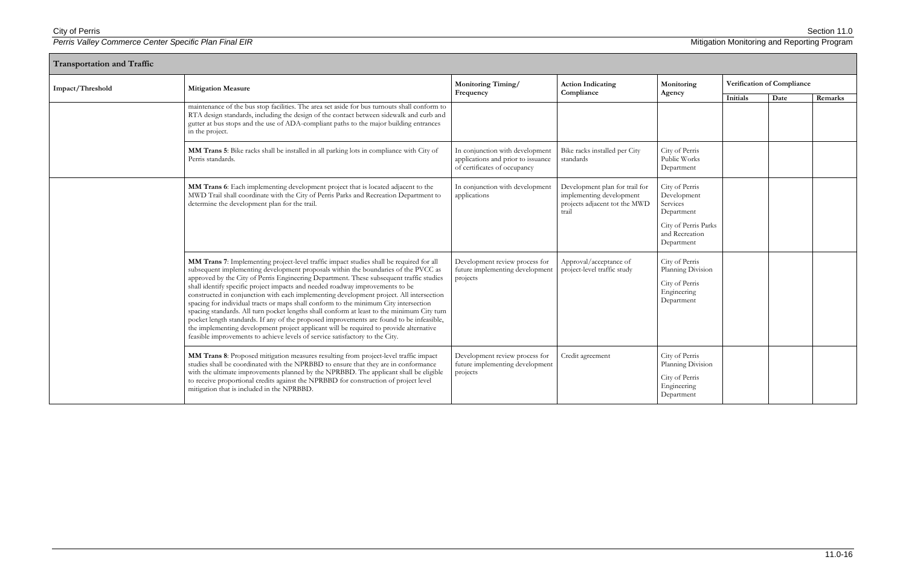| Transportation and Traffic | | | | | | | |
|---|---|---|---|---|---|---|---|
| Impact/Threshold | Mitigation Measure | Monitoring Timing/ Frequency | Action Indicating Compliance | Monitoring Agency | Verification of Compliance | | |
| | | | | | Initials | Date | Remarks |
| | maintenance of the bus stop facilities. The area set aside for bus turnouts shall conform to RTA design standards, including the design of the contact between sidewalk and curb and gutter at bus stops and the use of ADA-compliant paths to the major building entrances in the project. | | | | | | |
| | **MM Trans 5**: Bike racks shall be installed in all parking lots in compliance with City of Perris standards. | In conjunction with development applications and prior to issuance of certificates of occupancy | Bike racks installed per City standards | City of Perris Public Works Department | | | |
| | **MM Trans 6**: Each implementing development project that is located adjacent to the MWD Trail shall coordinate with the City of Perris Parks and Recreation Department to determine the development plan for the trail. | In conjunction with development applications | Development plan for trail for implementing development projects adjacent tot the MWD trail | City of Perris Development Services Department<br><br>City of Perris Parks and Recreation Department | | | |
| | **MM Trans 7**: Implementing project-level traffic impact studies shall be required for all subsequent implementing development proposals within the boundaries of the PVCC as approved by the City of Perris Engineering Department. These subsequent traffic studies shall identify specific project impacts and needed roadway improvements to be constructed in conjunction with each implementing development project. All intersection spacing for individual tracts or maps shall conform to the minimum City intersection spacing standards. All turn pocket lengths shall conform at least to the minimum City turn pocket length standards. If any of the proposed improvements are found to be infeasible, the implementing development project applicant will be required to provide alternative feasible improvements to achieve levels of service satisfactory to the City. | Development review process for future implementing development projects | Approval/acceptance of project-level traffic study | City of Perris Planning Division<br><br>City of Perris Engineering Department | | | |
| | **MM Trans 8**: Proposed mitigation measures resulting from project-level traffic impact studies shall be coordinated with the NPRBBD to ensure that they are in conformance with the ultimate improvements planned by the NPRBBD. The applicant shall be eligible to receive proportional credits against the NPRBBD for construction of project level mitigation that is included in the NPRBBD. | Development review process for future implementing development projects | Credit agreement | City of Perris Planning Division<br><br>City of Perris Engineering Department | | | |